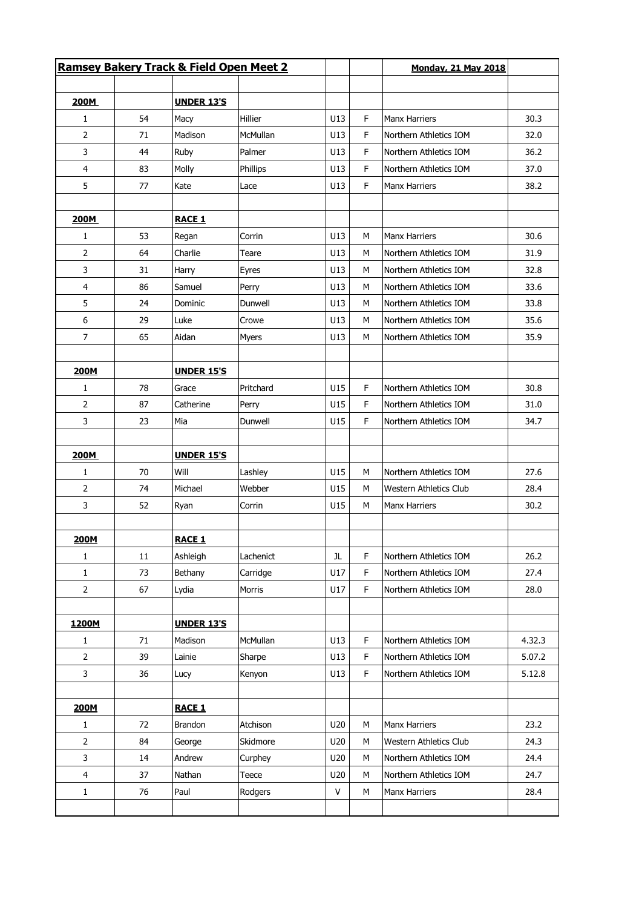| Ramsey Bakery Track & Field Open Meet 2 | | | | | | Monday, 21 May 2018 | |
|---|---|---|---|---|---|---|---|
| | | | | | | | |
| **200M** | | **UNDER 13'S** | | | | | |
| 1 | 54 | Macy | Hillier | U13 | F | Manx Harriers | 30.3 |
| 2 | 71 | Madison | McMullan | U13 | F | Northern Athletics IOM | 32.0 |
| 3 | 44 | Ruby | Palmer | U13 | F | Northern Athletics IOM | 36.2 |
| 4 | 83 | Molly | Phillips | U13 | F | Northern Athletics IOM | 37.0 |
| 5 | 77 | Kate | Lace | U13 | F | Manx Harriers | 38.2 |
| | | | | | | | |
| **200M** | | **RACE 1** | | | | | |
| 1 | 53 | Regan | Corrin | U13 | M | Manx Harriers | 30.6 |
| 2 | 64 | Charlie | Teare | U13 | M | Northern Athletics IOM | 31.9 |
| 3 | 31 | Harry | Eyres | U13 | M | Northern Athletics IOM | 32.8 |
| 4 | 86 | Samuel | Perry | U13 | M | Northern Athletics IOM | 33.6 |
| 5 | 24 | Dominic | Dunwell | U13 | M | Northern Athletics IOM | 33.8 |
| 6 | 29 | Luke | Crowe | U13 | M | Northern Athletics IOM | 35.6 |
| 7 | 65 | Aidan | Myers | U13 | M | Northern Athletics IOM | 35.9 |
| | | | | | | | |
| **200M** | | **UNDER 15'S** | | | | | |
| 1 | 78 | Grace | Pritchard | U15 | F | Northern Athletics IOM | 30.8 |
| 2 | 87 | Catherine | Perry | U15 | F | Northern Athletics IOM | 31.0 |
| 3 | 23 | Mia | Dunwell | U15 | F | Northern Athletics IOM | 34.7 |
| | | | | | | | |
| **200M** | | **UNDER 15'S** | | | | | |
| 1 | 70 | Will | Lashley | U15 | M | Northern Athletics IOM | 27.6 |
| 2 | 74 | Michael | Webber | U15 | M | Western Athletics Club | 28.4 |
| 3 | 52 | Ryan | Corrin | U15 | M | Manx Harriers | 30.2 |
| | | | | | | | |
| **200M** | | **RACE 1** | | | | | |
| 1 | 11 | Ashleigh | Lachenict | JL | F | Northern Athletics IOM | 26.2 |
| 1 | 73 | Bethany | Carridge | U17 | F | Northern Athletics IOM | 27.4 |
| 2 | 67 | Lydia | Morris | U17 | F | Northern Athletics IOM | 28.0 |
| | | | | | | | |
| **1200M** | | **UNDER 13'S** | | | | | |
| 1 | 71 | Madison | McMullan | U13 | F | Northern Athletics IOM | 4.32.3 |
| 2 | 39 | Lainie | Sharpe | U13 | F | Northern Athletics IOM | 5.07.2 |
| 3 | 36 | Lucy | Kenyon | U13 | F | Northern Athletics IOM | 5.12.8 |
| | | | | | | | |
| **200M** | | **RACE 1** | | | | | |
| 1 | 72 | Brandon | Atchison | U20 | M | Manx Harriers | 23.2 |
| 2 | 84 | George | Skidmore | U20 | M | Western Athletics Club | 24.3 |
| 3 | 14 | Andrew | Curphey | U20 | M | Northern Athletics IOM | 24.4 |
| 4 | 37 | Nathan | Teece | U20 | M | Northern Athletics IOM | 24.7 |
| 1 | 76 | Paul | Rodgers | V | M | Manx Harriers | 28.4 |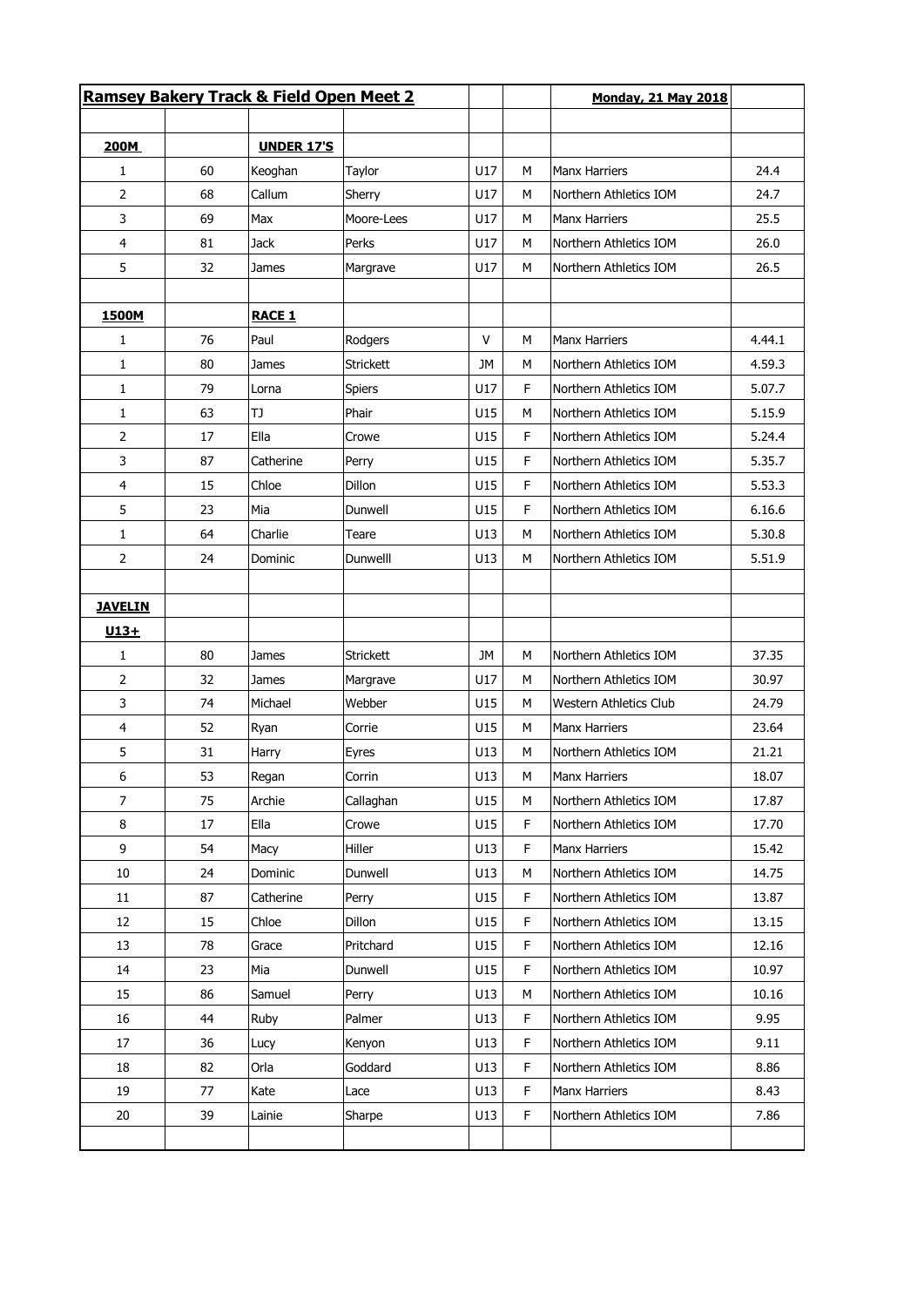| **Ramsey Bakery Track & Field Open Meet 2** | | | | | | **Monday, 21 May 2018** | |
|---|---|---|---|---|---|---|---|
| | | | | | | | |
| **200M** | | **UNDER 17'S** | | | | | |
| 1 | 60 | Keoghan | Taylor | U17 | M | Manx Harriers | 24.4 |
| 2 | 68 | Callum | Sherry | U17 | M | Northern Athletics IOM | 24.7 |
| 3 | 69 | Max | Moore-Lees | U17 | M | Manx Harriers | 25.5 |
| 4 | 81 | Jack | Perks | U17 | M | Northern Athletics IOM | 26.0 |
| 5 | 32 | James | Margrave | U17 | M | Northern Athletics IOM | 26.5 |
| | | | | | | | |
| **1500M** | | **RACE 1** | | | | | |
| 1 | 76 | Paul | Rodgers | V | M | Manx Harriers | 4.44.1 |
| 1 | 80 | James | Strickett | JM | M | Northern Athletics IOM | 4.59.3 |
| 1 | 79 | Lorna | Spiers | U17 | F | Northern Athletics IOM | 5.07.7 |
| 1 | 63 | TJ | Phair | U15 | M | Northern Athletics IOM | 5.15.9 |
| 2 | 17 | Ella | Crowe | U15 | F | Northern Athletics IOM | 5.24.4 |
| 3 | 87 | Catherine | Perry | U15 | F | Northern Athletics IOM | 5.35.7 |
| 4 | 15 | Chloe | Dillon | U15 | F | Northern Athletics IOM | 5.53.3 |
| 5 | 23 | Mia | Dunwell | U15 | F | Northern Athletics IOM | 6.16.6 |
| 1 | 64 | Charlie | Teare | U13 | M | Northern Athletics IOM | 5.30.8 |
| 2 | 24 | Dominic | Dunwelll | U13 | M | Northern Athletics IOM | 5.51.9 |
| | | | | | | | |
| **JAVELIN** | | | | | | | |
| **U13+** | | | | | | | |
| 1 | 80 | James | Strickett | JM | M | Northern Athletics IOM | 37.35 |
| 2 | 32 | James | Margrave | U17 | M | Northern Athletics IOM | 30.97 |
| 3 | 74 | Michael | Webber | U15 | M | Western Athletics Club | 24.79 |
| 4 | 52 | Ryan | Corrie | U15 | M | Manx Harriers | 23.64 |
| 5 | 31 | Harry | Eyres | U13 | M | Northern Athletics IOM | 21.21 |
| 6 | 53 | Regan | Corrin | U13 | M | Manx Harriers | 18.07 |
| 7 | 75 | Archie | Callaghan | U15 | M | Northern Athletics IOM | 17.87 |
| 8 | 17 | Ella | Crowe | U15 | F | Northern Athletics IOM | 17.70 |
| 9 | 54 | Macy | Hiller | U13 | F | Manx Harriers | 15.42 |
| 10 | 24 | Dominic | Dunwell | U13 | M | Northern Athletics IOM | 14.75 |
| 11 | 87 | Catherine | Perry | U15 | F | Northern Athletics IOM | 13.87 |
| 12 | 15 | Chloe | Dillon | U15 | F | Northern Athletics IOM | 13.15 |
| 13 | 78 | Grace | Pritchard | U15 | F | Northern Athletics IOM | 12.16 |
| 14 | 23 | Mia | Dunwell | U15 | F | Northern Athletics IOM | 10.97 |
| 15 | 86 | Samuel | Perry | U13 | M | Northern Athletics IOM | 10.16 |
| 16 | 44 | Ruby | Palmer | U13 | F | Northern Athletics IOM | 9.95 |
| 17 | 36 | Lucy | Kenyon | U13 | F | Northern Athletics IOM | 9.11 |
| 18 | 82 | Orla | Goddard | U13 | F | Northern Athletics IOM | 8.86 |
| 19 | 77 | Kate | Lace | U13 | F | Manx Harriers | 8.43 |
| 20 | 39 | Lainie | Sharpe | U13 | F | Northern Athletics IOM | 7.86 |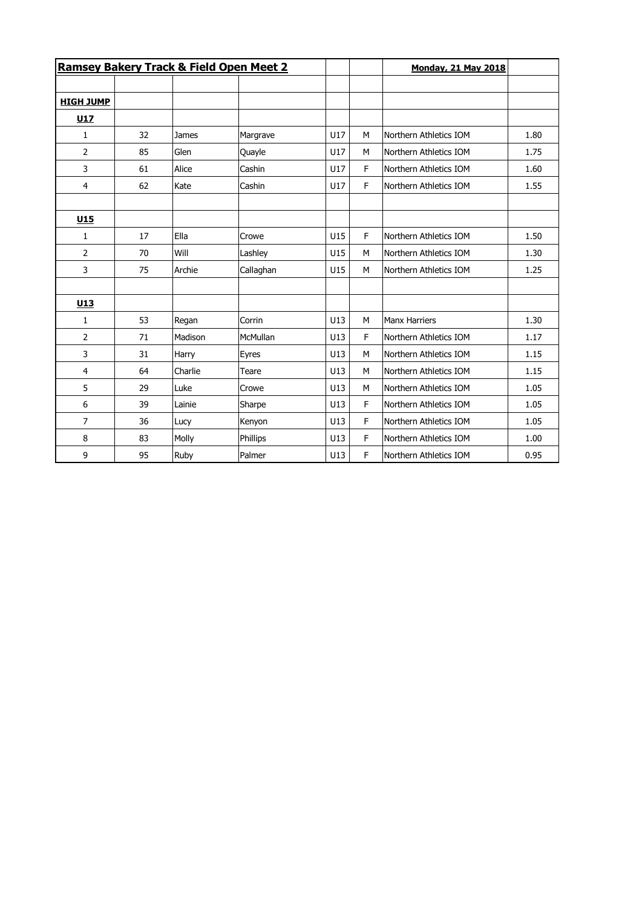| Ramsey Bakery Track & Field Open Meet 2 | | | | | | Monday, 21 May 2018 | |
|---|---|---|---|---|---|---|---|
| | | | | | | | |
| **HIGH JUMP** | | | | | | | |
| **U17** | | | | | | | |
| 1 | 32 | James | Margrave | U17 | M | Northern Athletics IOM | 1.80 |
| 2 | 85 | Glen | Quayle | U17 | M | Northern Athletics IOM | 1.75 |
| 3 | 61 | Alice | Cashin | U17 | F | Northern Athletics IOM | 1.60 |
| 4 | 62 | Kate | Cashin | U17 | F | Northern Athletics IOM | 1.55 |
| | | | | | | | |
| **U15** | | | | | | | |
| 1 | 17 | Ella | Crowe | U15 | F | Northern Athletics IOM | 1.50 |
| 2 | 70 | Will | Lashley | U15 | M | Northern Athletics IOM | 1.30 |
| 3 | 75 | Archie | Callaghan | U15 | M | Northern Athletics IOM | 1.25 |
| | | | | | | | |
| **U13** | | | | | | | |
| 1 | 53 | Regan | Corrin | U13 | M | Manx Harriers | 1.30 |
| 2 | 71 | Madison | McMullan | U13 | F | Northern Athletics IOM | 1.17 |
| 3 | 31 | Harry | Eyres | U13 | M | Northern Athletics IOM | 1.15 |
| 4 | 64 | Charlie | Teare | U13 | M | Northern Athletics IOM | 1.15 |
| 5 | 29 | Luke | Crowe | U13 | M | Northern Athletics IOM | 1.05 |
| 6 | 39 | Lainie | Sharpe | U13 | F | Northern Athletics IOM | 1.05 |
| 7 | 36 | Lucy | Kenyon | U13 | F | Northern Athletics IOM | 1.05 |
| 8 | 83 | Molly | Phillips | U13 | F | Northern Athletics IOM | 1.00 |
| 9 | 95 | Ruby | Palmer | U13 | F | Northern Athletics IOM | 0.95 |